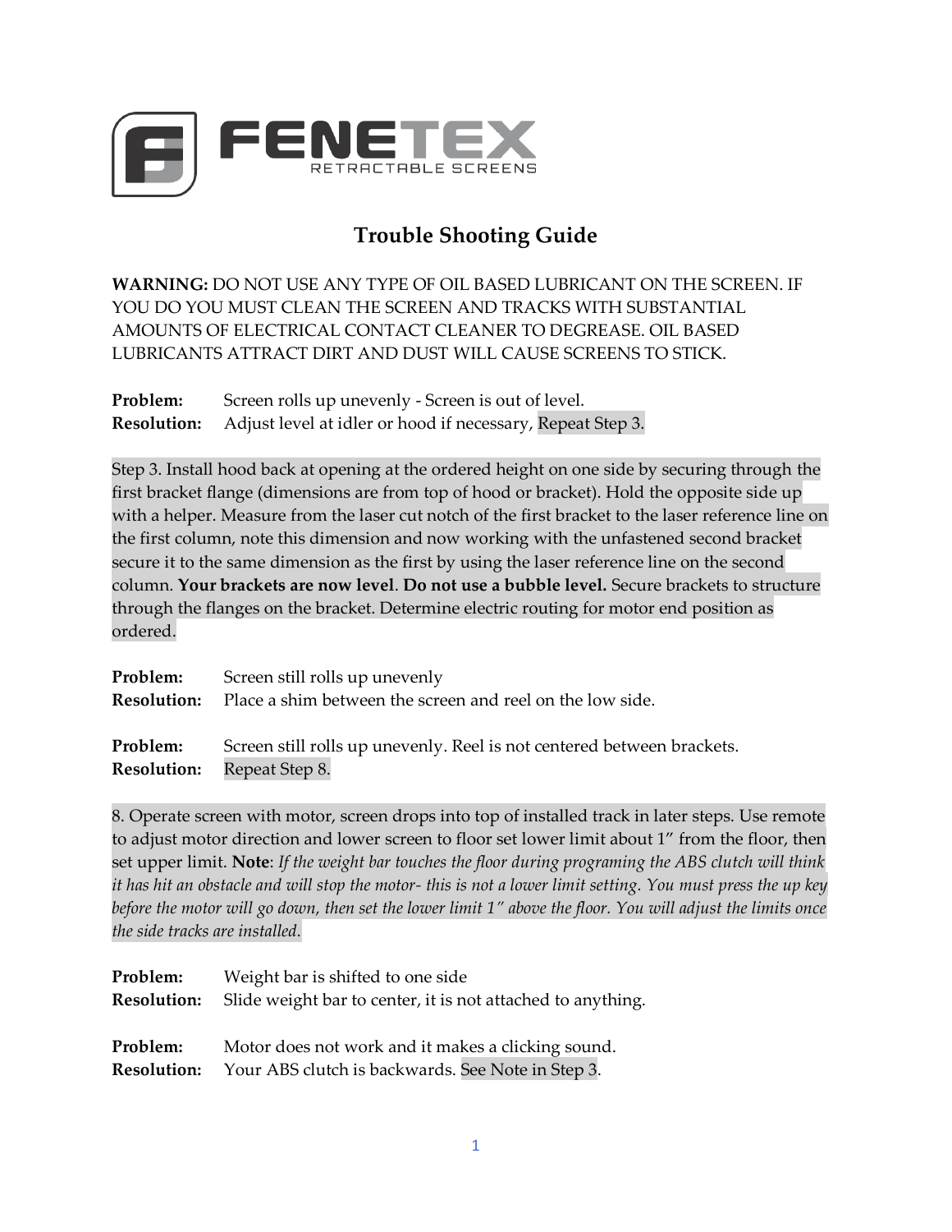# Trouble Shooting Guide

**WARNING:** DO NOT USE ANY TYPE OF OIL BASED LUBRICANT ON THE SCREEN. IF YOU DO YOU MUST CLEAN THE SCREEN AND TRACKS WITH SUBSTANTIAL AMOUNTS OF ELECTRICAL CONTACT CLEANER TO DEGREASE. OIL BASED LUBRICANTS ATTRACT DIRT AND DUST WILL CAUSE SCREENS TO STICK.

**Problem:** Screen rolls up unevenly - Screen is out of level.
**Resolution:** Adjust level at idler or hood if necessary, Repeat Step 3.

Step 3. Install hood back at opening at the ordered height on one side by securing through the first bracket flange (dimensions are from top of hood or bracket). Hold the opposite side up with a helper. Measure from the laser cut notch of the first bracket to the laser reference line on the first column, note this dimension and now working with the unfastened second bracket secure it to the same dimension as the first by using the laser reference line on the second column. **Your brackets are now level**. **Do not use a bubble level.** Secure brackets to structure through the flanges on the bracket. Determine electric routing for motor end position as ordered.

**Problem:** Screen still rolls up unevenly
**Resolution:** Place a shim between the screen and reel on the low side.

**Problem:** Screen still rolls up unevenly. Reel is not centered between brackets.
**Resolution:** Repeat Step 8.

8. Operate screen with motor, screen drops into top of installed track in later steps. Use remote to adjust motor direction and lower screen to floor set lower limit about 1" from the floor, then set upper limit. **Note**: *If the weight bar touches the floor during programing the ABS clutch will think it has hit an obstacle and will stop the motor- this is not a lower limit setting. You must press the up key before the motor will go down, then set the lower limit 1" above the floor. You will adjust the limits once the side tracks are installed.*

**Problem:** Weight bar is shifted to one side
**Resolution:** Slide weight bar to center, it is not attached to anything.

**Problem:** Motor does not work and it makes a clicking sound.
**Resolution:** Your ABS clutch is backwards. See Note in Step 3.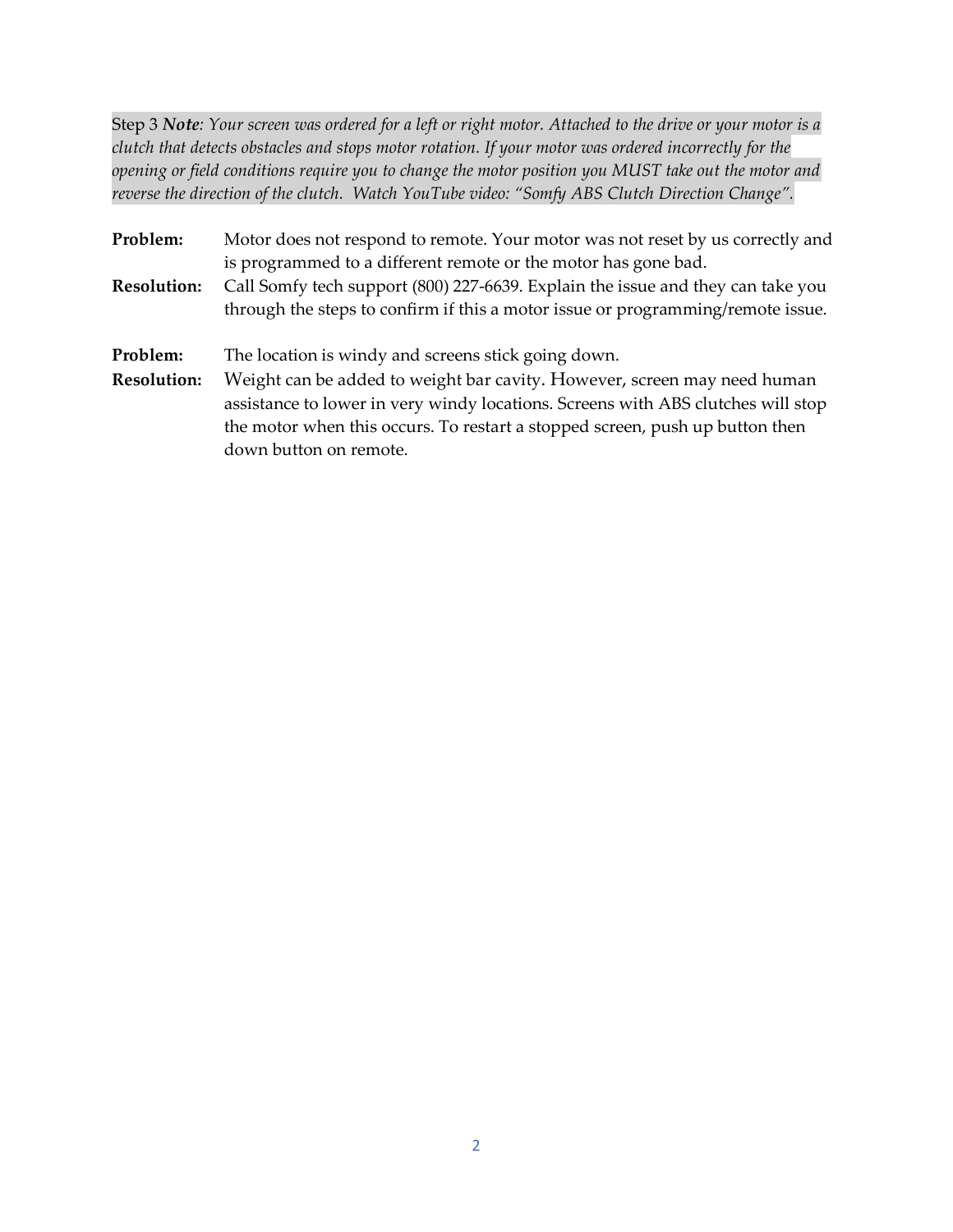Step 3 ***Note**: Your screen was ordered for a left or right motor. Attached to the drive or your motor is a clutch that detects obstacles and stops motor rotation. If your motor was ordered incorrectly for the opening or field conditions require you to change the motor position you MUST take out the motor and reverse the direction of the clutch. Watch YouTube video: "Somfy ABS Clutch Direction Change".*

**Problem:** Motor does not respond to remote. Your motor was not reset by us correctly and is programmed to a different remote or the motor has gone bad.

**Resolution:** Call Somfy tech support (800) 227-6639. Explain the issue and they can take you through the steps to confirm if this a motor issue or programming/remote issue.

**Problem:** The location is windy and screens stick going down.

**Resolution:** Weight can be added to weight bar cavity. However, screen may need human assistance to lower in very windy locations. Screens with ABS clutches will stop the motor when this occurs. To restart a stopped screen, push up button then down button on remote.